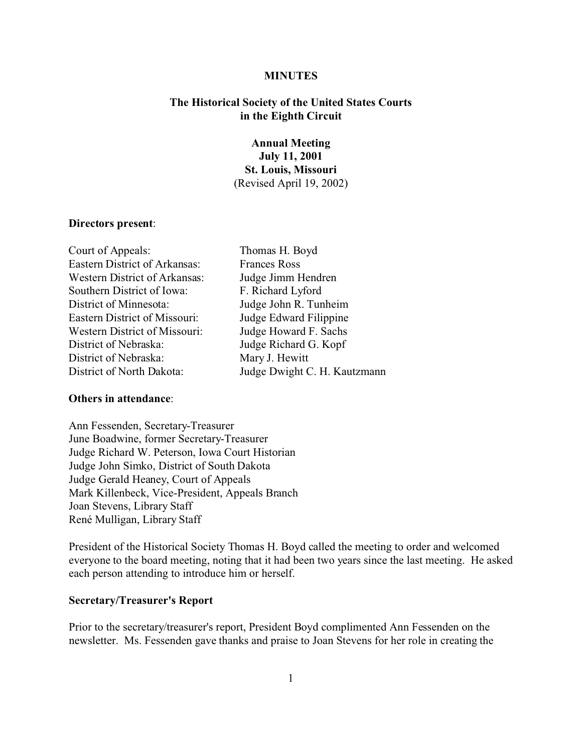# MINUTES

## The Historical Society of the United States Courts in the Eighth Circuit

### Annual Meeting
### July 11, 2001
### St. Louis, Missouri
(Revised April 19, 2002)

**Directors present**:

| | |
|---|---|
| Court of Appeals: | Thomas H. Boyd |
| Eastern District of Arkansas: | Frances Ross |
| Western District of Arkansas: | Judge Jimm Hendren |
| Southern District of Iowa: | F. Richard Lyford |
| District of Minnesota: | Judge John R. Tunheim |
| Eastern District of Missouri: | Judge Edward Filippine |
| Western District of Missouri: | Judge Howard F. Sachs |
| District of Nebraska: | Judge Richard G. Kopf |
| District of Nebraska: | Mary J. Hewitt |
| District of North Dakota: | Judge Dwight C. H. Kautzmann |

**Others in attendance**:

Ann Fessenden, Secretary-Treasurer
June Boadwine, former Secretary-Treasurer
Judge Richard W. Peterson, Iowa Court Historian
Judge John Simko, District of South Dakota
Judge Gerald Heaney, Court of Appeals
Mark Killenbeck, Vice-President, Appeals Branch
Joan Stevens, Library Staff
René Mulligan, Library Staff

President of the Historical Society Thomas H. Boyd called the meeting to order and welcomed everyone to the board meeting, noting that it had been two years since the last meeting. He asked each person attending to introduce him or herself.

**Secretary/Treasurer's Report**

Prior to the secretary/treasurer's report, President Boyd complimented Ann Fessenden on the newsletter. Ms. Fessenden gave thanks and praise to Joan Stevens for her role in creating the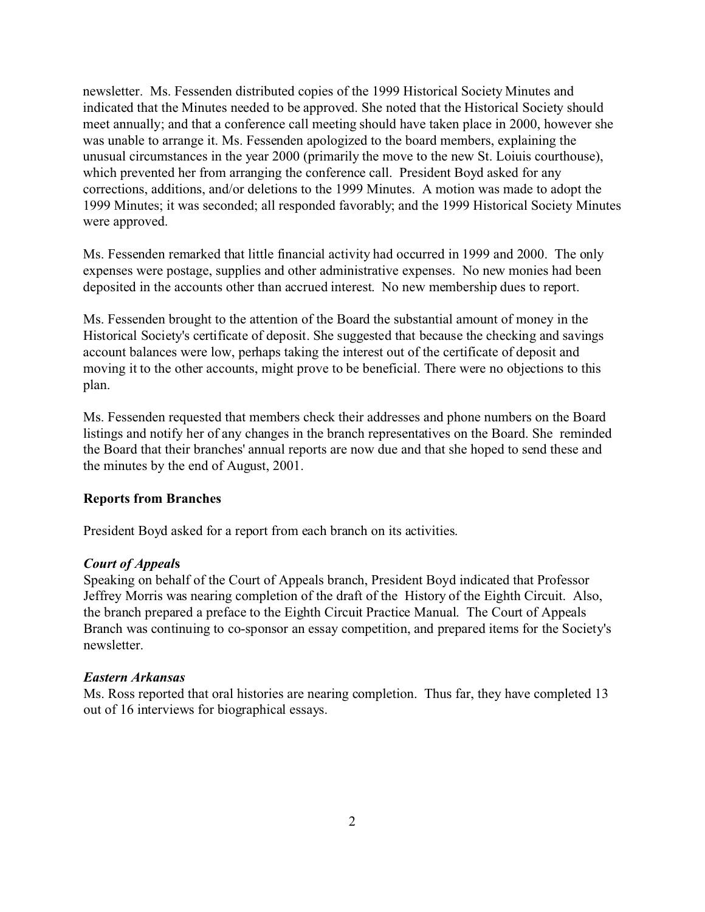newsletter. Ms. Fessenden distributed copies of the 1999 Historical Society Minutes and indicated that the Minutes needed to be approved. She noted that the Historical Society should meet annually; and that a conference call meeting should have taken place in 2000, however she was unable to arrange it. Ms. Fessenden apologized to the board members, explaining the unusual circumstances in the year 2000 (primarily the move to the new St. Loiuis courthouse), which prevented her from arranging the conference call. President Boyd asked for any corrections, additions, and/or deletions to the 1999 Minutes. A motion was made to adopt the 1999 Minutes; it was seconded; all responded favorably; and the 1999 Historical Society Minutes were approved.

Ms. Fessenden remarked that little financial activity had occurred in 1999 and 2000. The only expenses were postage, supplies and other administrative expenses. No new monies had been deposited in the accounts other than accrued interest. No new membership dues to report.

Ms. Fessenden brought to the attention of the Board the substantial amount of money in the Historical Society's certificate of deposit. She suggested that because the checking and savings account balances were low, perhaps taking the interest out of the certificate of deposit and moving it to the other accounts, might prove to be beneficial. There were no objections to this plan.

Ms. Fessenden requested that members check their addresses and phone numbers on the Board listings and notify her of any changes in the branch representatives on the Board. She reminded the Board that their branches' annual reports are now due and that she hoped to send these and the minutes by the end of August, 2001.

**Reports from Branches**

President Boyd asked for a report from each branch on its activities.

***Court of Appeals***

Speaking on behalf of the Court of Appeals branch, President Boyd indicated that Professor Jeffrey Morris was nearing completion of the draft of the History of the Eighth Circuit. Also, the branch prepared a preface to the Eighth Circuit Practice Manual. The Court of Appeals Branch was continuing to co-sponsor an essay competition, and prepared items for the Society's newsletter.

***Eastern Arkansas***

Ms. Ross reported that oral histories are nearing completion. Thus far, they have completed 13 out of 16 interviews for biographical essays.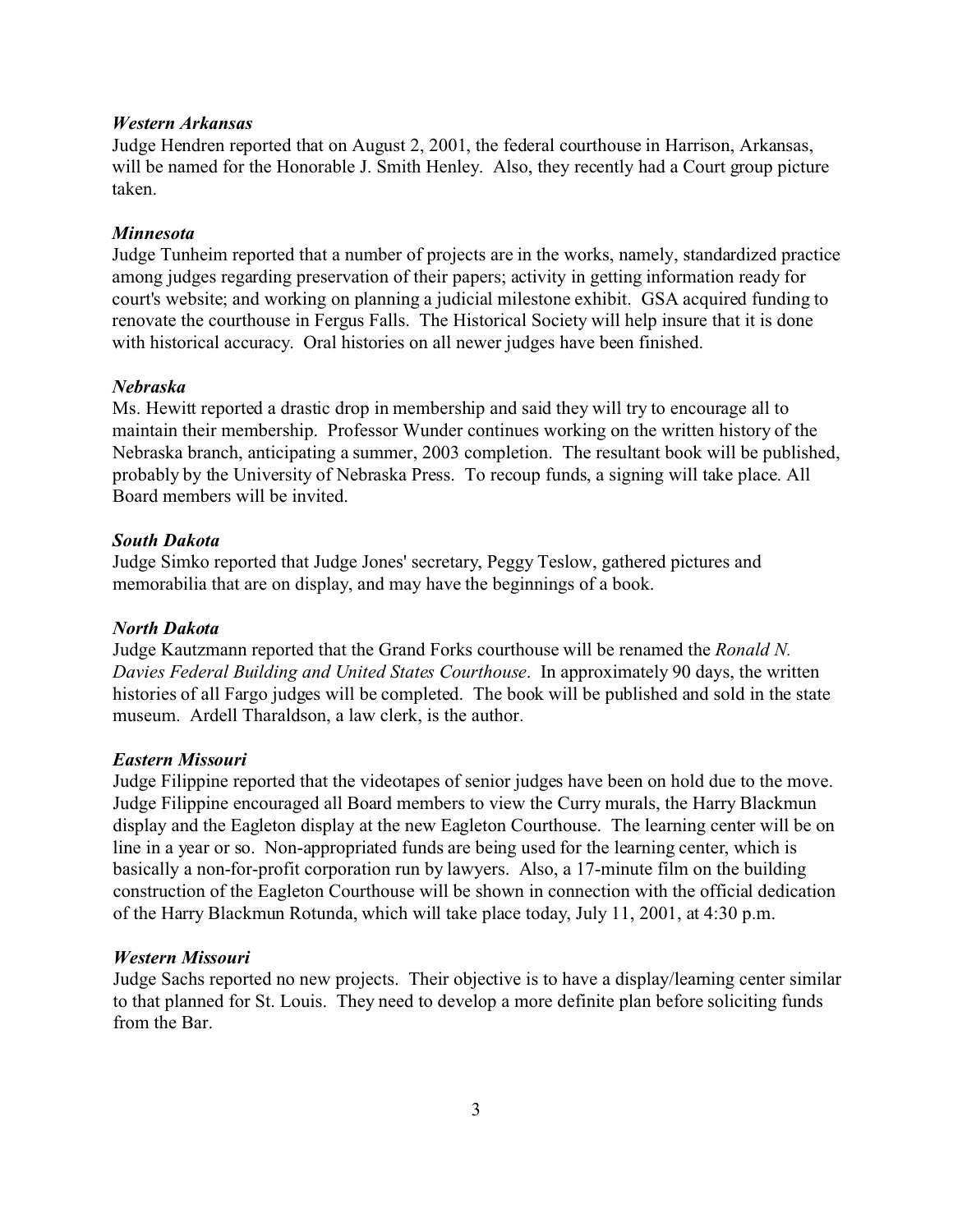### *Western Arkansas*

Judge Hendren reported that on August 2, 2001, the federal courthouse in Harrison, Arkansas, will be named for the Honorable J. Smith Henley. Also, they recently had a Court group picture taken.

### *Minnesota*

Judge Tunheim reported that a number of projects are in the works, namely, standardized practice among judges regarding preservation of their papers; activity in getting information ready for court's website; and working on planning a judicial milestone exhibit. GSA acquired funding to renovate the courthouse in Fergus Falls. The Historical Society will help insure that it is done with historical accuracy. Oral histories on all newer judges have been finished.

### *Nebraska*

Ms. Hewitt reported a drastic drop in membership and said they will try to encourage all to maintain their membership. Professor Wunder continues working on the written history of the Nebraska branch, anticipating a summer, 2003 completion. The resultant book will be published, probably by the University of Nebraska Press. To recoup funds, a signing will take place. All Board members will be invited.

### *South Dakota*

Judge Simko reported that Judge Jones' secretary, Peggy Teslow, gathered pictures and memorabilia that are on display, and may have the beginnings of a book.

### *North Dakota*

Judge Kautzmann reported that the Grand Forks courthouse will be renamed the *Ronald N. Davies Federal Building and United States Courthouse*. In approximately 90 days, the written histories of all Fargo judges will be completed. The book will be published and sold in the state museum. Ardell Tharaldson, a law clerk, is the author.

### *Eastern Missouri*

Judge Filippine reported that the videotapes of senior judges have been on hold due to the move. Judge Filippine encouraged all Board members to view the Curry murals, the Harry Blackmun display and the Eagleton display at the new Eagleton Courthouse. The learning center will be on line in a year or so. Non-appropriated funds are being used for the learning center, which is basically a non-for-profit corporation run by lawyers. Also, a 17-minute film on the building construction of the Eagleton Courthouse will be shown in connection with the official dedication of the Harry Blackmun Rotunda, which will take place today, July 11, 2001, at 4:30 p.m.

### *Western Missouri*

Judge Sachs reported no new projects. Their objective is to have a display/learning center similar to that planned for St. Louis. They need to develop a more definite plan before soliciting funds from the Bar.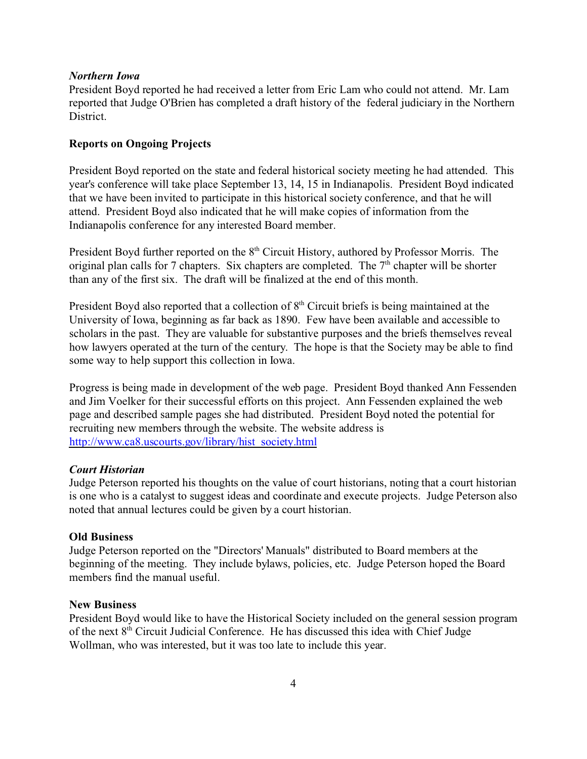*Northern Iowa*

President Boyd reported he had received a letter from Eric Lam who could not attend. Mr. Lam reported that Judge O'Brien has completed a draft history of the federal judiciary in the Northern District.

**Reports on Ongoing Projects**

President Boyd reported on the state and federal historical society meeting he had attended. This year's conference will take place September 13, 14, 15 in Indianapolis. President Boyd indicated that we have been invited to participate in this historical society conference, and that he will attend. President Boyd also indicated that he will make copies of information from the Indianapolis conference for any interested Board member.

President Boyd further reported on the 8th Circuit History, authored by Professor Morris. The original plan calls for 7 chapters. Six chapters are completed. The 7th chapter will be shorter than any of the first six. The draft will be finalized at the end of this month.

President Boyd also reported that a collection of 8th Circuit briefs is being maintained at the University of Iowa, beginning as far back as 1890. Few have been available and accessible to scholars in the past. They are valuable for substantive purposes and the briefs themselves reveal how lawyers operated at the turn of the century. The hope is that the Society may be able to find some way to help support this collection in Iowa.

Progress is being made in development of the web page. President Boyd thanked Ann Fessenden and Jim Voelker for their successful efforts on this project. Ann Fessenden explained the web page and described sample pages she had distributed. President Boyd noted the potential for recruiting new members through the website. The website address is http://www.ca8.uscourts.gov/library/hist_society.html

*Court Historian*

Judge Peterson reported his thoughts on the value of court historians, noting that a court historian is one who is a catalyst to suggest ideas and coordinate and execute projects. Judge Peterson also noted that annual lectures could be given by a court historian.

**Old Business**

Judge Peterson reported on the "Directors' Manuals" distributed to Board members at the beginning of the meeting. They include bylaws, policies, etc. Judge Peterson hoped the Board members find the manual useful.

**New Business**

President Boyd would like to have the Historical Society included on the general session program of the next 8th Circuit Judicial Conference. He has discussed this idea with Chief Judge Wollman, who was interested, but it was too late to include this year.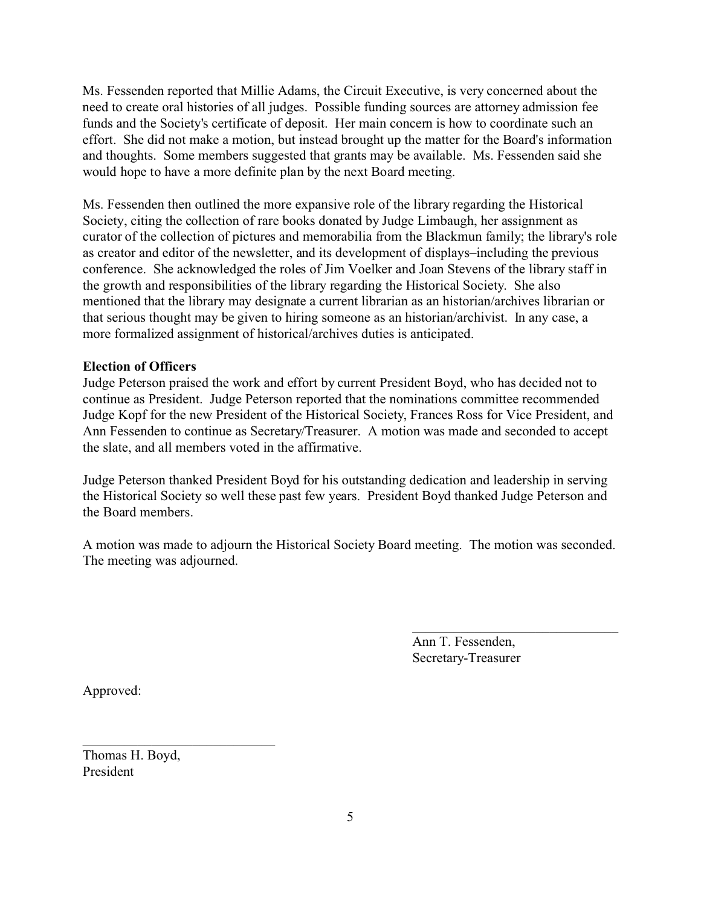Ms. Fessenden reported that Millie Adams, the Circuit Executive, is very concerned about the need to create oral histories of all judges. Possible funding sources are attorney admission fee funds and the Society's certificate of deposit. Her main concern is how to coordinate such an effort. She did not make a motion, but instead brought up the matter for the Board's information and thoughts. Some members suggested that grants may be available. Ms. Fessenden said she would hope to have a more definite plan by the next Board meeting.

Ms. Fessenden then outlined the more expansive role of the library regarding the Historical Society, citing the collection of rare books donated by Judge Limbaugh, her assignment as curator of the collection of pictures and memorabilia from the Blackmun family; the library's role as creator and editor of the newsletter, and its development of displays–including the previous conference. She acknowledged the roles of Jim Voelker and Joan Stevens of the library staff in the growth and responsibilities of the library regarding the Historical Society. She also mentioned that the library may designate a current librarian as an historian/archives librarian or that serious thought may be given to hiring someone as an historian/archivist. In any case, a more formalized assignment of historical/archives duties is anticipated.

**Election of Officers**

Judge Peterson praised the work and effort by current President Boyd, who has decided not to continue as President. Judge Peterson reported that the nominations committee recommended Judge Kopf for the new President of the Historical Society, Frances Ross for Vice President, and Ann Fessenden to continue as Secretary/Treasurer. A motion was made and seconded to accept the slate, and all members voted in the affirmative.

Judge Peterson thanked President Boyd for his outstanding dedication and leadership in serving the Historical Society so well these past few years. President Boyd thanked Judge Peterson and the Board members.

A motion was made to adjourn the Historical Society Board meeting. The motion was seconded. The meeting was adjourned.

\_\_\_\_\_\_\_\_\_\_\_\_\_\_\_\_\_\_\_\_\_\_\_\_\_\_\_\_\_\_
Ann T. Fessenden,
Secretary-Treasurer

Approved:

\_\_\_\_\_\_\_\_\_\_\_\_\_\_\_\_\_\_\_\_\_\_\_\_\_\_\_\_\_\_
Thomas H. Boyd,
President